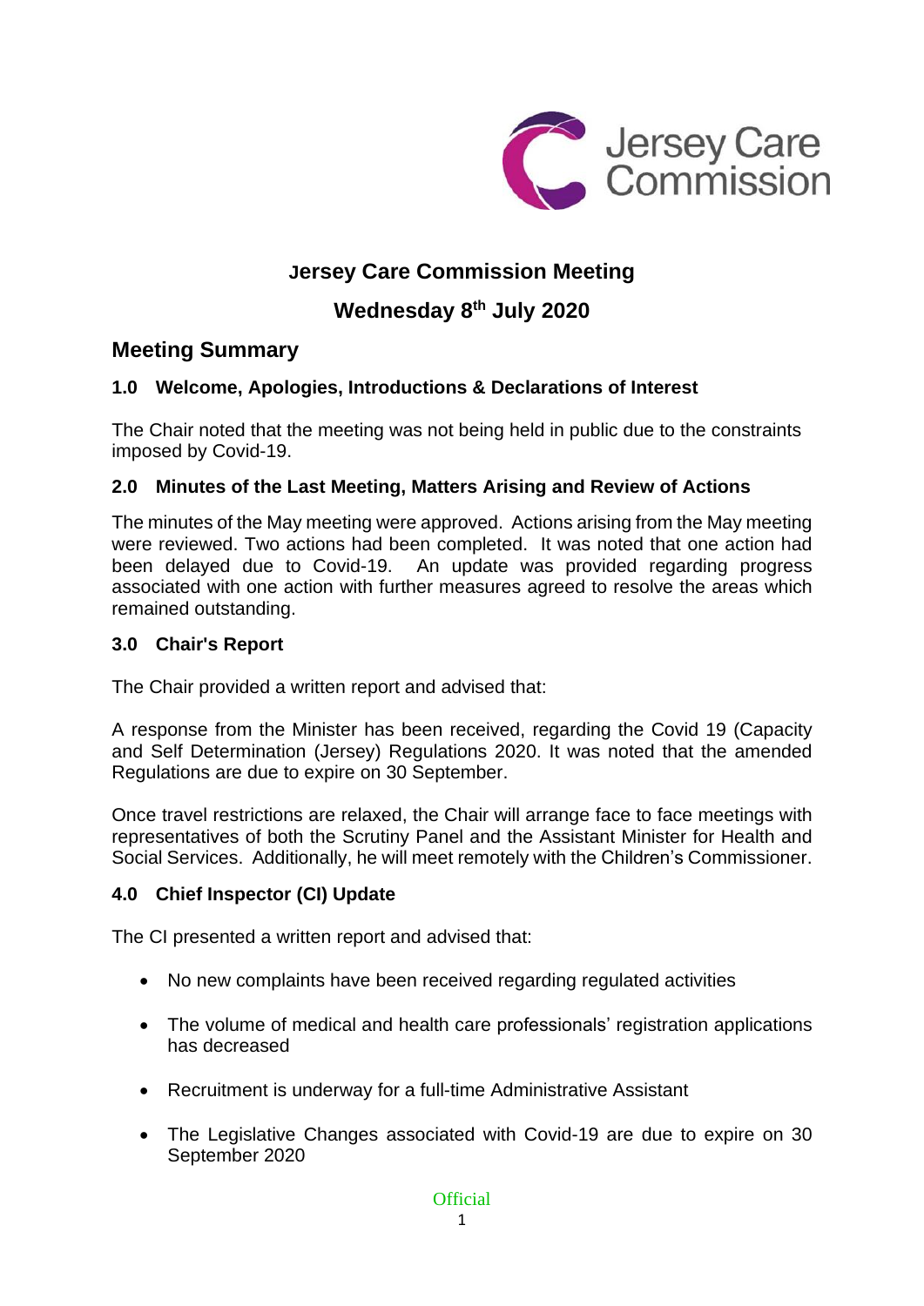# Jersey Care Commission Meeting

## Wednesday 8th July 2020

## Meeting Summary

### 1.0 Welcome, Apologies, Introductions & Declarations of Interest

The Chair noted that the meeting was not being held in public due to the constraints imposed by Covid-19.

### 2.0 Minutes of the Last Meeting, Matters Arising and Review of Actions

The minutes of the May meeting were approved. Actions arising from the May meeting were reviewed. Two actions had been completed. It was noted that one action had been delayed due to Covid-19. An update was provided regarding progress associated with one action with further measures agreed to resolve the areas which remained outstanding.

### 3.0 Chair's Report

The Chair provided a written report and advised that:

A response from the Minister has been received, regarding the Covid 19 (Capacity and Self Determination (Jersey) Regulations 2020. It was noted that the amended Regulations are due to expire on 30 September.

Once travel restrictions are relaxed, the Chair will arrange face to face meetings with representatives of both the Scrutiny Panel and the Assistant Minister for Health and Social Services. Additionally, he will meet remotely with the Children's Commissioner.

### 4.0 Chief Inspector (CI) Update

The CI presented a written report and advised that:

- No new complaints have been received regarding regulated activities
- The volume of medical and health care professionals' registration applications has decreased
- Recruitment is underway for a full-time Administrative Assistant
- The Legislative Changes associated with Covid-19 are due to expire on 30 September 2020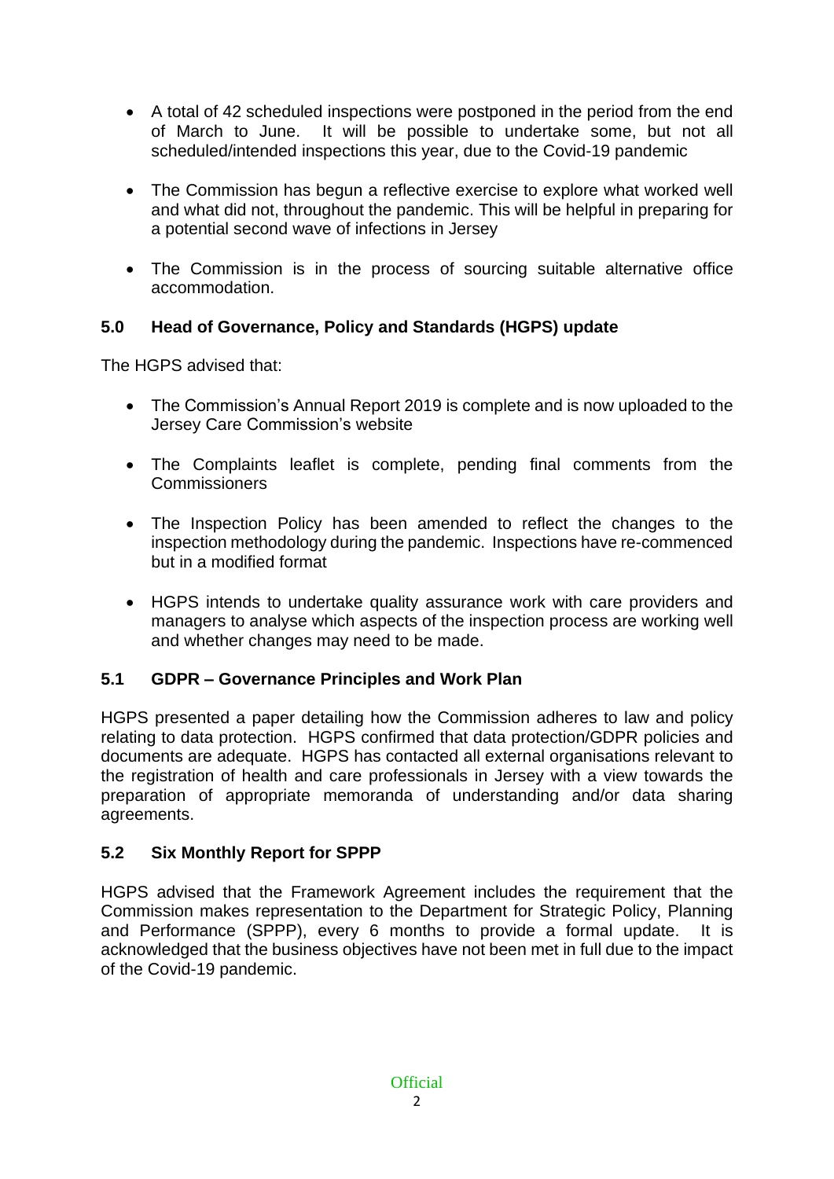- A total of 42 scheduled inspections were postponed in the period from the end of March to June. It will be possible to undertake some, but not all scheduled/intended inspections this year, due to the Covid-19 pandemic

- The Commission has begun a reflective exercise to explore what worked well and what did not, throughout the pandemic. This will be helpful in preparing for a potential second wave of infections in Jersey

- The Commission is in the process of sourcing suitable alternative office accommodation.

### 5.0 Head of Governance, Policy and Standards (HGPS) update

The HGPS advised that:

- The Commission's Annual Report 2019 is complete and is now uploaded to the Jersey Care Commission's website

- The Complaints leaflet is complete, pending final comments from the Commissioners

- The Inspection Policy has been amended to reflect the changes to the inspection methodology during the pandemic. Inspections have re-commenced but in a modified format

- HGPS intends to undertake quality assurance work with care providers and managers to analyse which aspects of the inspection process are working well and whether changes may need to be made.

### 5.1 GDPR – Governance Principles and Work Plan

HGPS presented a paper detailing how the Commission adheres to law and policy relating to data protection. HGPS confirmed that data protection/GDPR policies and documents are adequate. HGPS has contacted all external organisations relevant to the registration of health and care professionals in Jersey with a view towards the preparation of appropriate memoranda of understanding and/or data sharing agreements.

### 5.2 Six Monthly Report for SPPP

HGPS advised that the Framework Agreement includes the requirement that the Commission makes representation to the Department for Strategic Policy, Planning and Performance (SPPP), every 6 months to provide a formal update. It is acknowledged that the business objectives have not been met in full due to the impact of the Covid-19 pandemic.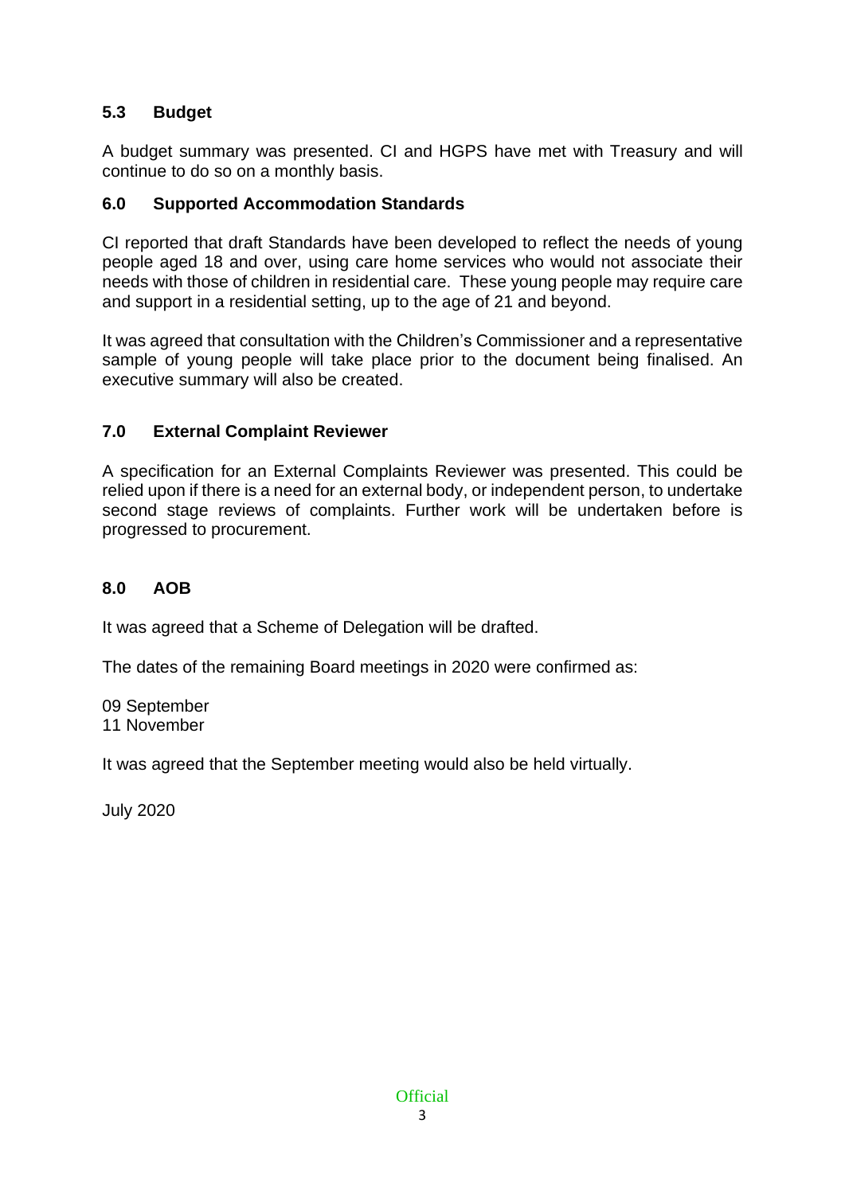### 5.3 Budget

A budget summary was presented. CI and HGPS have met with Treasury and will continue to do so on a monthly basis.

### 6.0 Supported Accommodation Standards

CI reported that draft Standards have been developed to reflect the needs of young people aged 18 and over, using care home services who would not associate their needs with those of children in residential care. These young people may require care and support in a residential setting, up to the age of 21 and beyond.

It was agreed that consultation with the Children's Commissioner and a representative sample of young people will take place prior to the document being finalised. An executive summary will also be created.

### 7.0 External Complaint Reviewer

A specification for an External Complaints Reviewer was presented. This could be relied upon if there is a need for an external body, or independent person, to undertake second stage reviews of complaints. Further work will be undertaken before is progressed to procurement.

### 8.0 AOB

It was agreed that a Scheme of Delegation will be drafted.

The dates of the remaining Board meetings in 2020 were confirmed as:

09 September
11 November

It was agreed that the September meeting would also be held virtually.

July 2020

Official